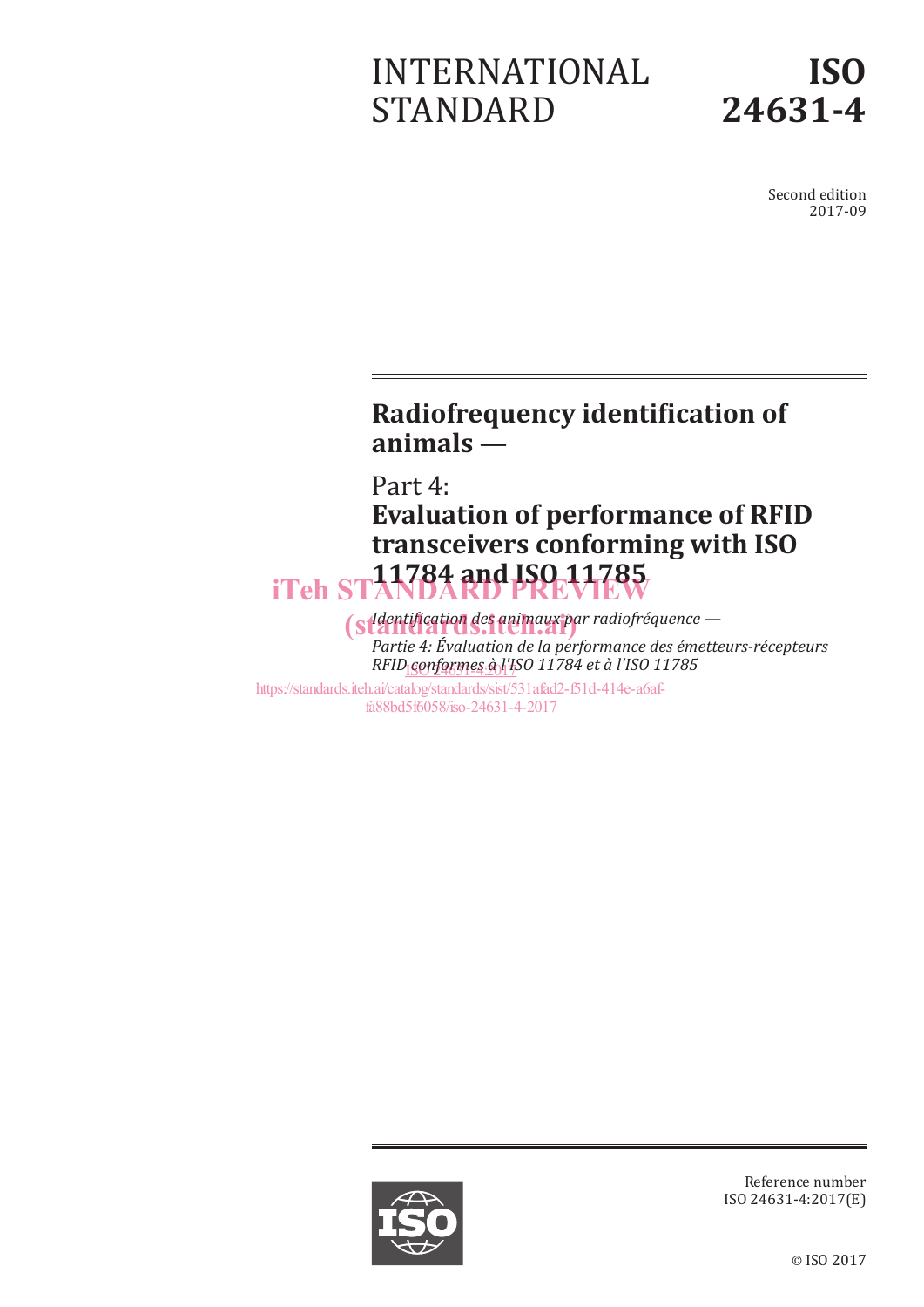# INTERNATIONAL STANDARD

# ISO 24631-4

Second edition
2017-09

## Radiofrequency identification of animals —

## Part 4:
## Evaluation of performance of RFID transceivers conforming with ISO 11784 and ISO 11785

*Identification des animaux par radiofréquence —*

*Partie 4: Évaluation de la performance des émetteurs-récepteurs RFID conformes à l'ISO 11784 et à l'ISO 11785*

iTeh STANDARD PREVIEW
(standards.iteh.ai)
ISO 24631-4:2017
https://standards.iteh.ai/catalog/standards/sist/531afad2-f51d-414e-a6af-fa88bd5f6058/iso-24631-4-2017

Reference number
ISO 24631-4:2017(E)

© ISO 2017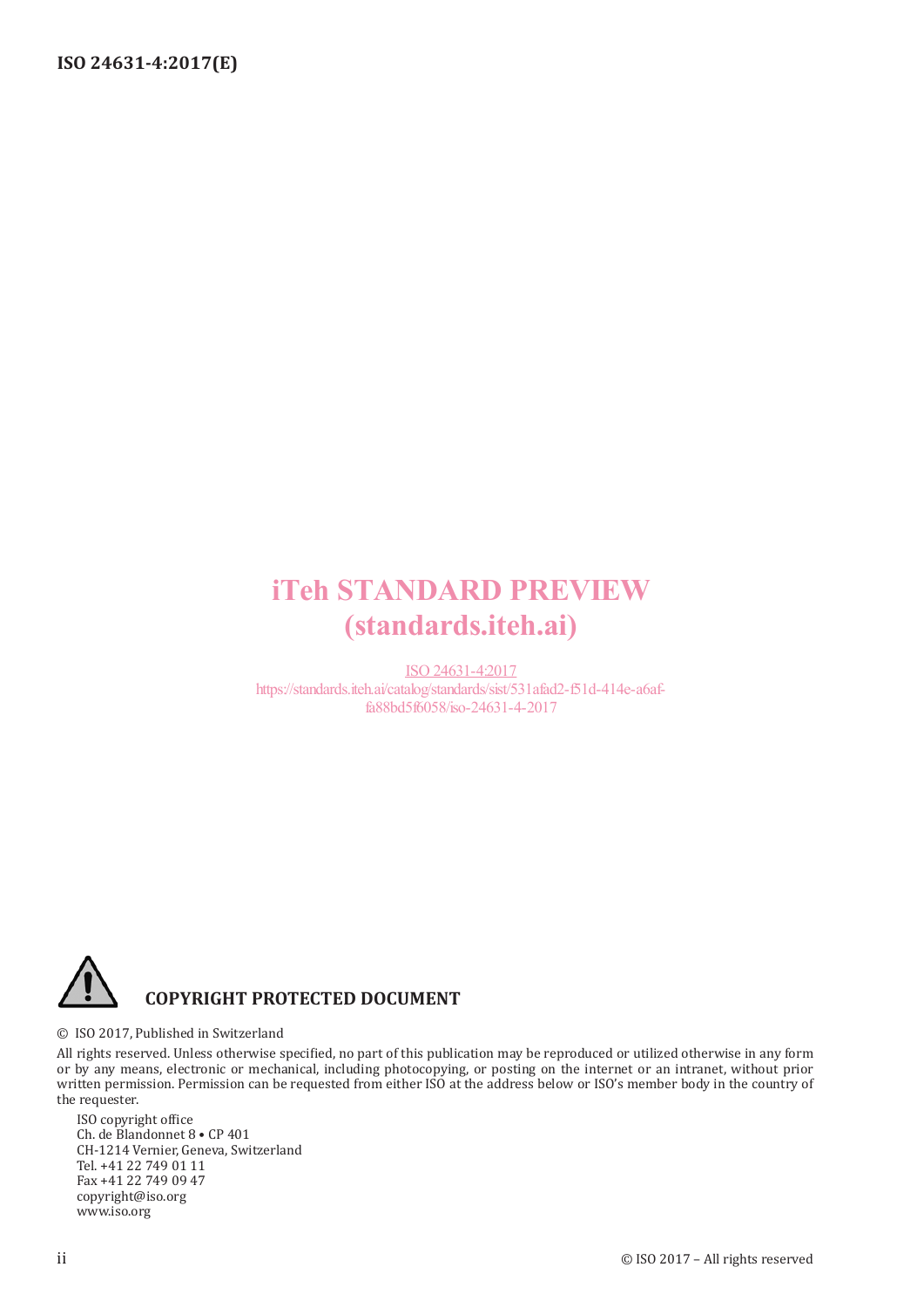iTeh STANDARD PREVIEW
(standards.iteh.ai)

ISO 24631-4:2017
https://standards.iteh.ai/catalog/standards/sist/531afad2-f51d-414e-a6af-fa88bd5f6058/iso-24631-4-2017

**COPYRIGHT PROTECTED DOCUMENT**

© ISO 2017, Published in Switzerland

All rights reserved. Unless otherwise specified, no part of this publication may be reproduced or utilized otherwise in any form or by any means, electronic or mechanical, including photocopying, or posting on the internet or an intranet, without prior written permission. Permission can be requested from either ISO at the address below or ISO's member body in the country of the requester.

ISO copyright office
Ch. de Blandonnet 8 • CP 401
CH-1214 Vernier, Geneva, Switzerland
Tel. +41 22 749 01 11
Fax +41 22 749 09 47
copyright@iso.org
www.iso.org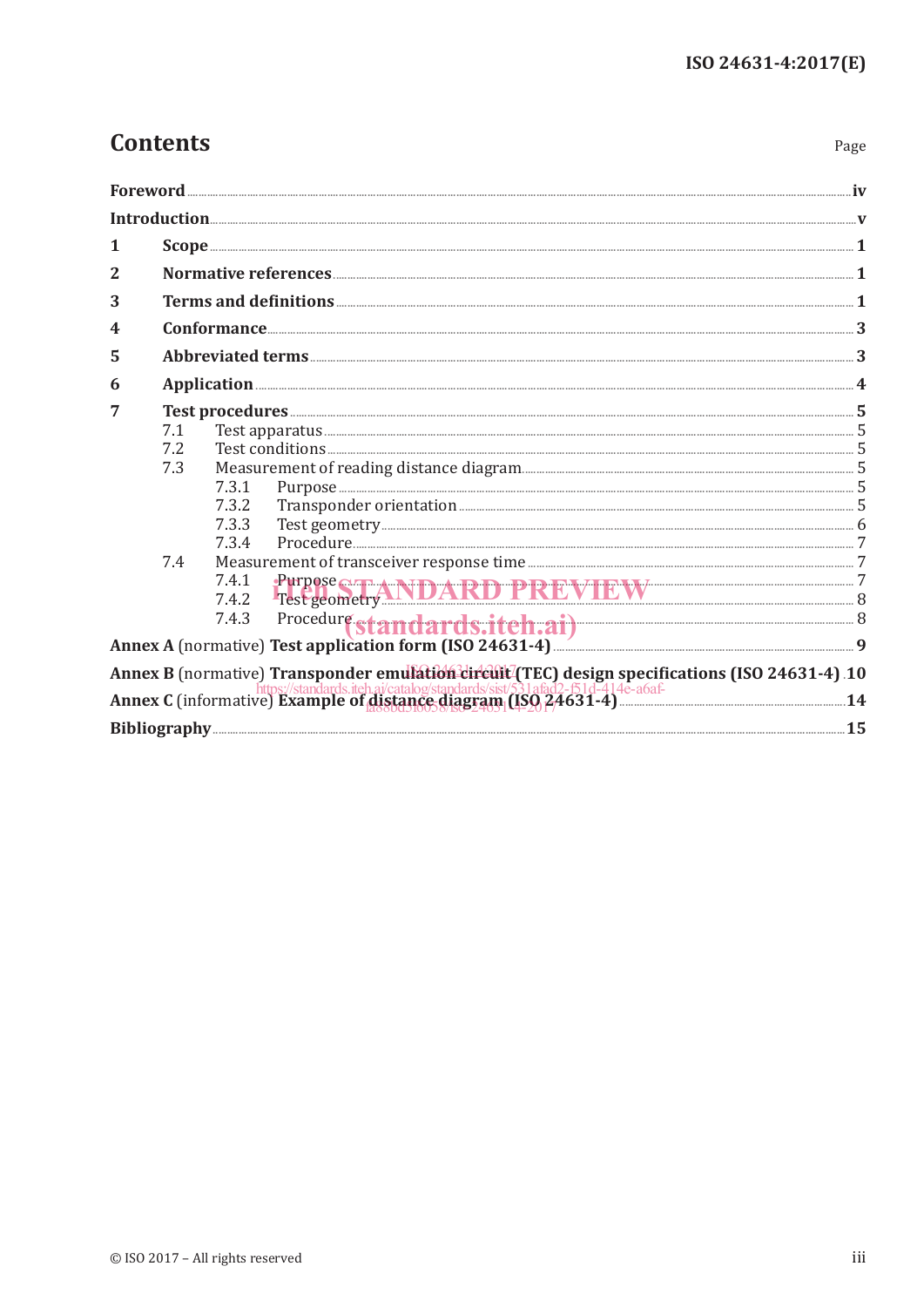# Contents

Page

**Foreword** .......... iv

**Introduction** .......... v

**1 Scope** .......... 1

**2 Normative references** .......... 1

**3 Terms and definitions** .......... 1

**4 Conformance** .......... 3

**5 Abbreviated terms** .......... 3

**6 Application** .......... 4

**7 Test procedures** .......... 5

- 7.1 Test apparatus .......... 5
- 7.2 Test conditions .......... 5
- 7.3 Measurement of reading distance diagram .......... 5
  - 7.3.1 Purpose .......... 5
  - 7.3.2 Transponder orientation .......... 5
  - 7.3.3 Test geometry .......... 6
  - 7.3.4 Procedure .......... 7
- 7.4 Measurement of transceiver response time .......... 7
  - 7.4.1 Purpose .......... 7
  - 7.4.2 Test geometry .......... 8
  - 7.4.3 Procedure .......... 8

**Annex A** (normative) **Test application form (ISO 24631-4)** .......... 9

**Annex B** (normative) **Transponder emulation circuit (TEC) design specifications (ISO 24631-4)** .......... 10

**Annex C** (informative) **Example of distance diagram (ISO 24631-4)** .......... 14

**Bibliography** .......... 15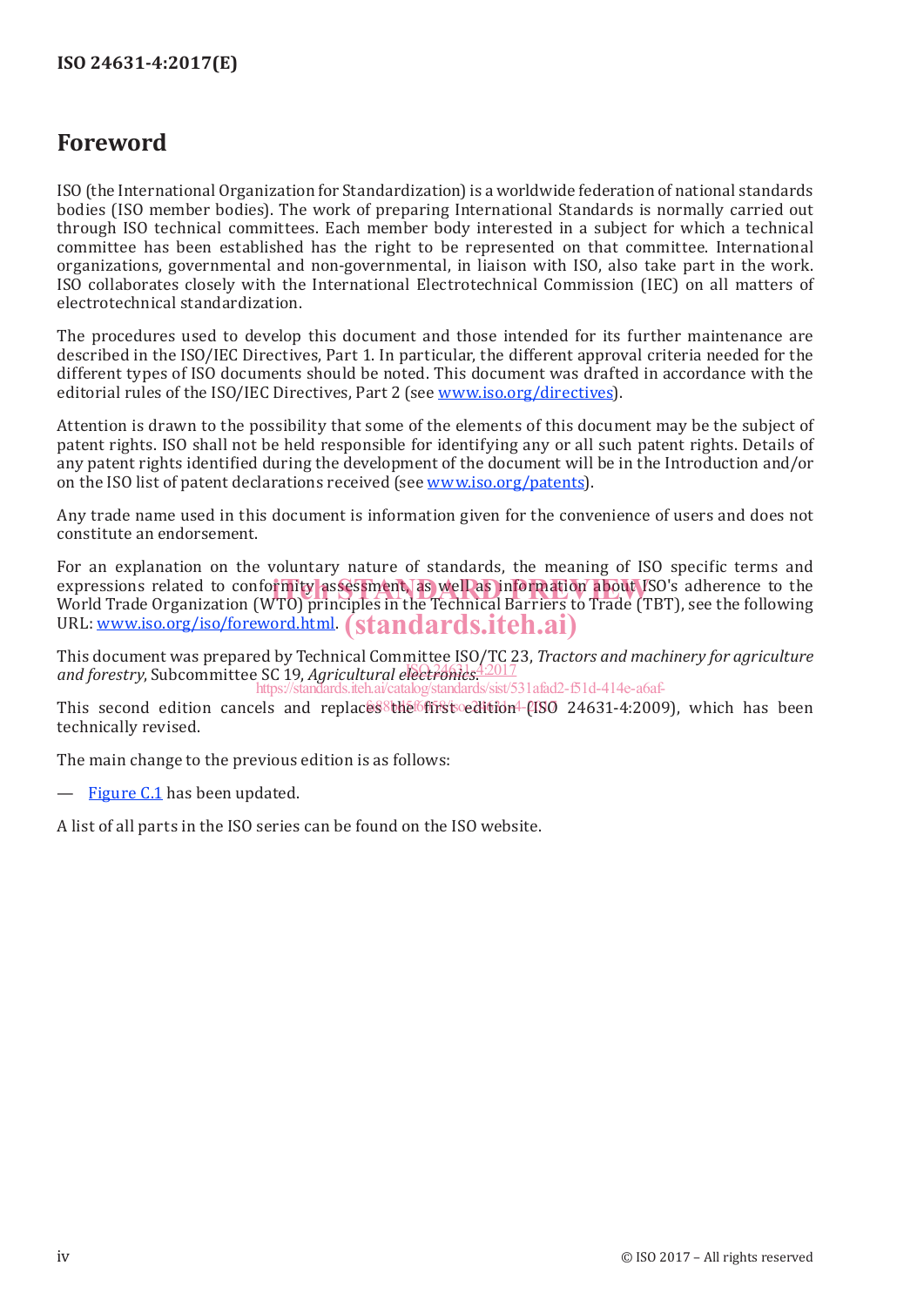# Foreword

ISO (the International Organization for Standardization) is a worldwide federation of national standards bodies (ISO member bodies). The work of preparing International Standards is normally carried out through ISO technical committees. Each member body interested in a subject for which a technical committee has been established has the right to be represented on that committee. International organizations, governmental and non-governmental, in liaison with ISO, also take part in the work. ISO collaborates closely with the International Electrotechnical Commission (IEC) on all matters of electrotechnical standardization.

The procedures used to develop this document and those intended for its further maintenance are described in the ISO/IEC Directives, Part 1. In particular, the different approval criteria needed for the different types of ISO documents should be noted. This document was drafted in accordance with the editorial rules of the ISO/IEC Directives, Part 2 (see www.iso.org/directives).

Attention is drawn to the possibility that some of the elements of this document may be the subject of patent rights. ISO shall not be held responsible for identifying any or all such patent rights. Details of any patent rights identified during the development of the document will be in the Introduction and/or on the ISO list of patent declarations received (see www.iso.org/patents).

Any trade name used in this document is information given for the convenience of users and does not constitute an endorsement.

For an explanation on the voluntary nature of standards, the meaning of ISO specific terms and expressions related to conformity assessment, as well as information about ISO's adherence to the World Trade Organization (WTO) principles in the Technical Barriers to Trade (TBT), see the following URL: www.iso.org/iso/foreword.html.

This document was prepared by Technical Committee ISO/TC 23, *Tractors and machinery for agriculture and forestry*, Subcommittee SC 19, *Agricultural electronics*.

This second edition cancels and replaces the first edition (ISO 24631-4:2009), which has been technically revised.

The main change to the previous edition is as follows:

— Figure C.1 has been updated.

A list of all parts in the ISO series can be found on the ISO website.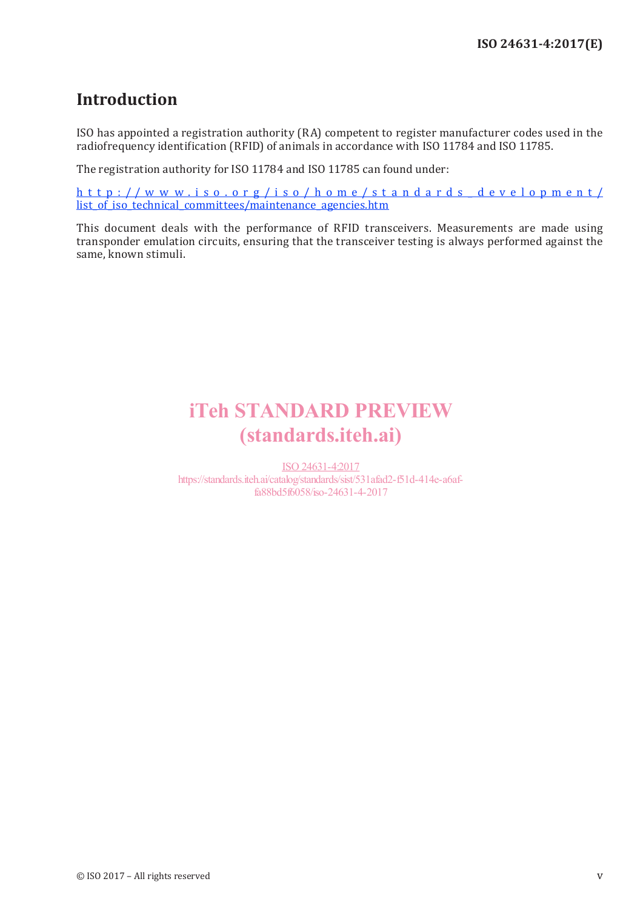# Introduction

ISO has appointed a registration authority (RA) competent to register manufacturer codes used in the radiofrequency identification (RFID) of animals in accordance with ISO 11784 and ISO 11785.

The registration authority for ISO 11784 and ISO 11785 can found under:

http://www.iso.org/iso/home/standards_development/list_of_iso_technical_committees/maintenance_agencies.htm

This document deals with the performance of RFID transceivers. Measurements are made using transponder emulation circuits, ensuring that the transceiver testing is always performed against the same, known stimuli.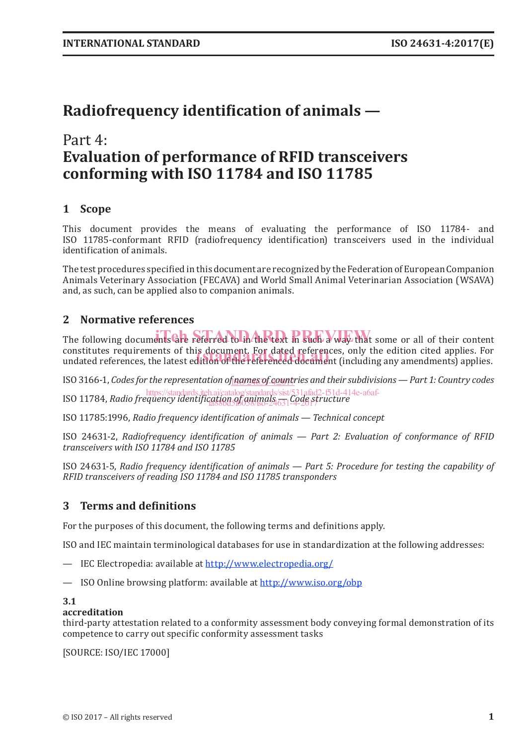# Radiofrequency identification of animals —

## Part 4: Evaluation of performance of RFID transceivers conforming with ISO 11784 and ISO 11785

## 1 Scope

This document provides the means of evaluating the performance of ISO 11784- and ISO 11785-conformant RFID (radiofrequency identification) transceivers used in the individual identification of animals.

The test procedures specified in this document are recognized by the Federation of European Companion Animals Veterinary Association (FECAVA) and World Small Animal Veterinarian Association (WSAVA) and, as such, can be applied also to companion animals.

## 2 Normative references

The following documents are referred to in the text in such a way that some or all of their content constitutes requirements of this document. For dated references, only the edition cited applies. For undated references, the latest edition of the referenced document (including any amendments) applies.

ISO 3166-1, *Codes for the representation of names of countries and their subdivisions — Part 1: Country codes*

ISO 11784, *Radio frequency identification of animals — Code structure*

ISO 11785:1996, *Radio frequency identification of animals — Technical concept*

ISO 24631-2, *Radiofrequency identification of animals — Part 2: Evaluation of conformance of RFID transceivers with ISO 11784 and ISO 11785*

ISO 24631-5, *Radio frequency identification of animals — Part 5: Procedure for testing the capability of RFID transceivers of reading ISO 11784 and ISO 11785 transponders*

## 3 Terms and definitions

For the purposes of this document, the following terms and definitions apply.

ISO and IEC maintain terminological databases for use in standardization at the following addresses:

— IEC Electropedia: available at http://www.electropedia.org/

— ISO Online browsing platform: available at http://www.iso.org/obp

**3.1**
**accreditation**
third-party attestation related to a conformity assessment body conveying formal demonstration of its competence to carry out specific conformity assessment tasks

[SOURCE: ISO/IEC 17000]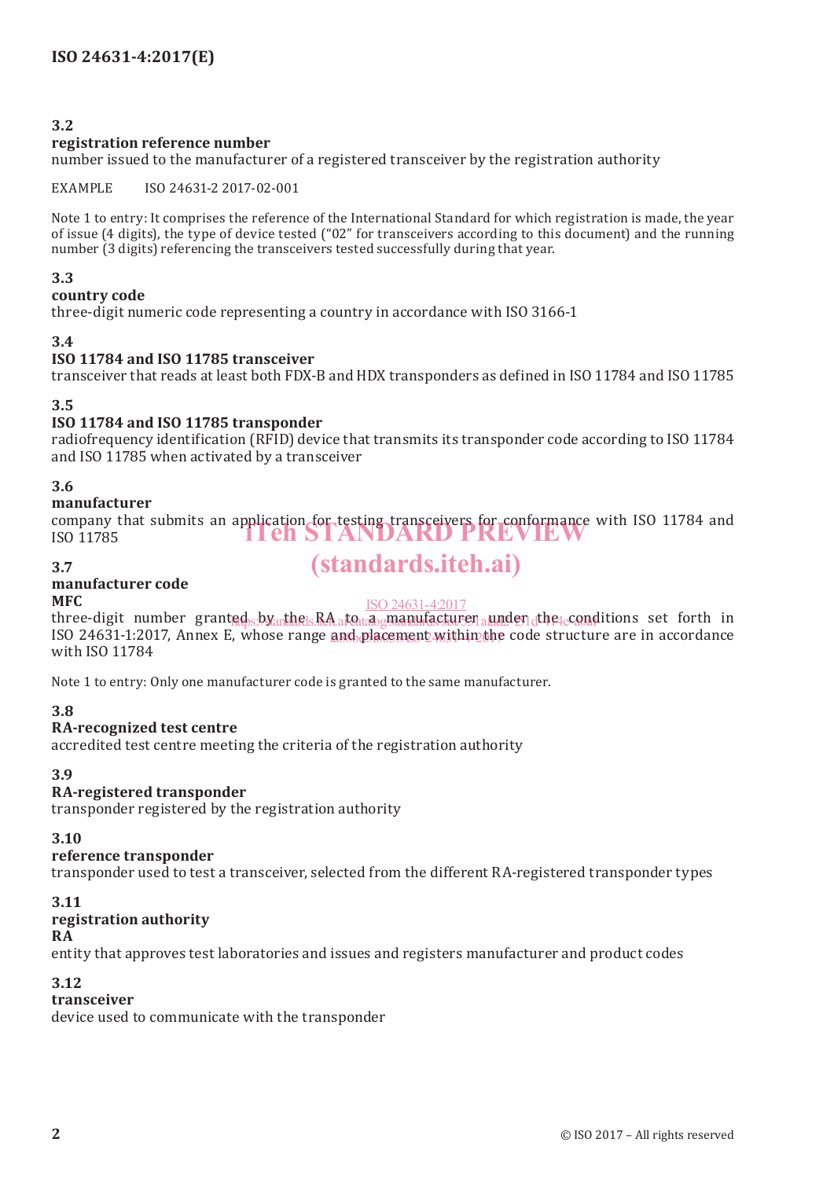**3.2**
**registration reference number**
number issued to the manufacturer of a registered transceiver by the registration authority

EXAMPLE ISO 24631-2 2017-02-001

Note 1 to entry: It comprises the reference of the International Standard for which registration is made, the year of issue (4 digits), the type of device tested ("02" for transceivers according to this document) and the running number (3 digits) referencing the transceivers tested successfully during that year.

**3.3**
**country code**
three-digit numeric code representing a country in accordance with ISO 3166-1

**3.4**
**ISO 11784 and ISO 11785 transceiver**
transceiver that reads at least both FDX-B and HDX transponders as defined in ISO 11784 and ISO 11785

**3.5**
**ISO 11784 and ISO 11785 transponder**
radiofrequency identification (RFID) device that transmits its transponder code according to ISO 11784 and ISO 11785 when activated by a transceiver

**3.6**
**manufacturer**
company that submits an application for testing transceivers for conformance with ISO 11784 and ISO 11785

**3.7**
**manufacturer code**
**MFC**
three-digit number granted by the RA to a manufacturer under the conditions set forth in ISO 24631-1:2017, Annex E, whose range and placement within the code structure are in accordance with ISO 11784

Note 1 to entry: Only one manufacturer code is granted to the same manufacturer.

**3.8**
**RA-recognized test centre**
accredited test centre meeting the criteria of the registration authority

**3.9**
**RA-registered transponder**
transponder registered by the registration authority

**3.10**
**reference transponder**
transponder used to test a transceiver, selected from the different RA-registered transponder types

**3.11**
**registration authority**
**RA**
entity that approves test laboratories and issues and registers manufacturer and product codes

**3.12**
**transceiver**
device used to communicate with the transponder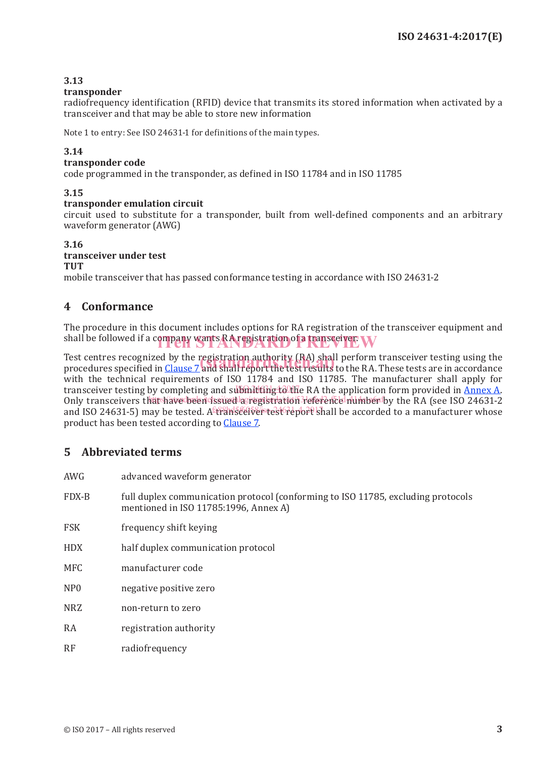**3.13**
**transponder**
radiofrequency identification (RFID) device that transmits its stored information when activated by a transceiver and that may be able to store new information

Note 1 to entry: See ISO 24631-1 for definitions of the main types.

**3.14**
**transponder code**
code programmed in the transponder, as defined in ISO 11784 and in ISO 11785

**3.15**
**transponder emulation circuit**
circuit used to substitute for a transponder, built from well-defined components and an arbitrary waveform generator (AWG)

**3.16**
**transceiver under test**
**TUT**
mobile transceiver that has passed conformance testing in accordance with ISO 24631-2

# 4 Conformance

The procedure in this document includes options for RA registration of the transceiver equipment and shall be followed if a company wants RA registration of a transceiver.

Test centres recognized by the registration authority (RA) shall perform transceiver testing using the procedures specified in Clause 7 and shall report the test results to the RA. These tests are in accordance with the technical requirements of ISO 11784 and ISO 11785. The manufacturer shall apply for transceiver testing by completing and submitting to the RA the application form provided in Annex A. Only transceivers that have been issued a registration reference number by the RA (see ISO 24631-2 and ISO 24631-5) may be tested. A transceiver test report shall be accorded to a manufacturer whose product has been tested according to Clause 7.

# 5 Abbreviated terms

| | |
|---|---|
| AWG | advanced waveform generator |
| FDX-B | full duplex communication protocol (conforming to ISO 11785, excluding protocols mentioned in ISO 11785:1996, Annex A) |
| FSK | frequency shift keying |
| HDX | half duplex communication protocol |
| MFC | manufacturer code |
| NP0 | negative positive zero |
| NRZ | non-return to zero |
| RA | registration authority |
| RF | radiofrequency |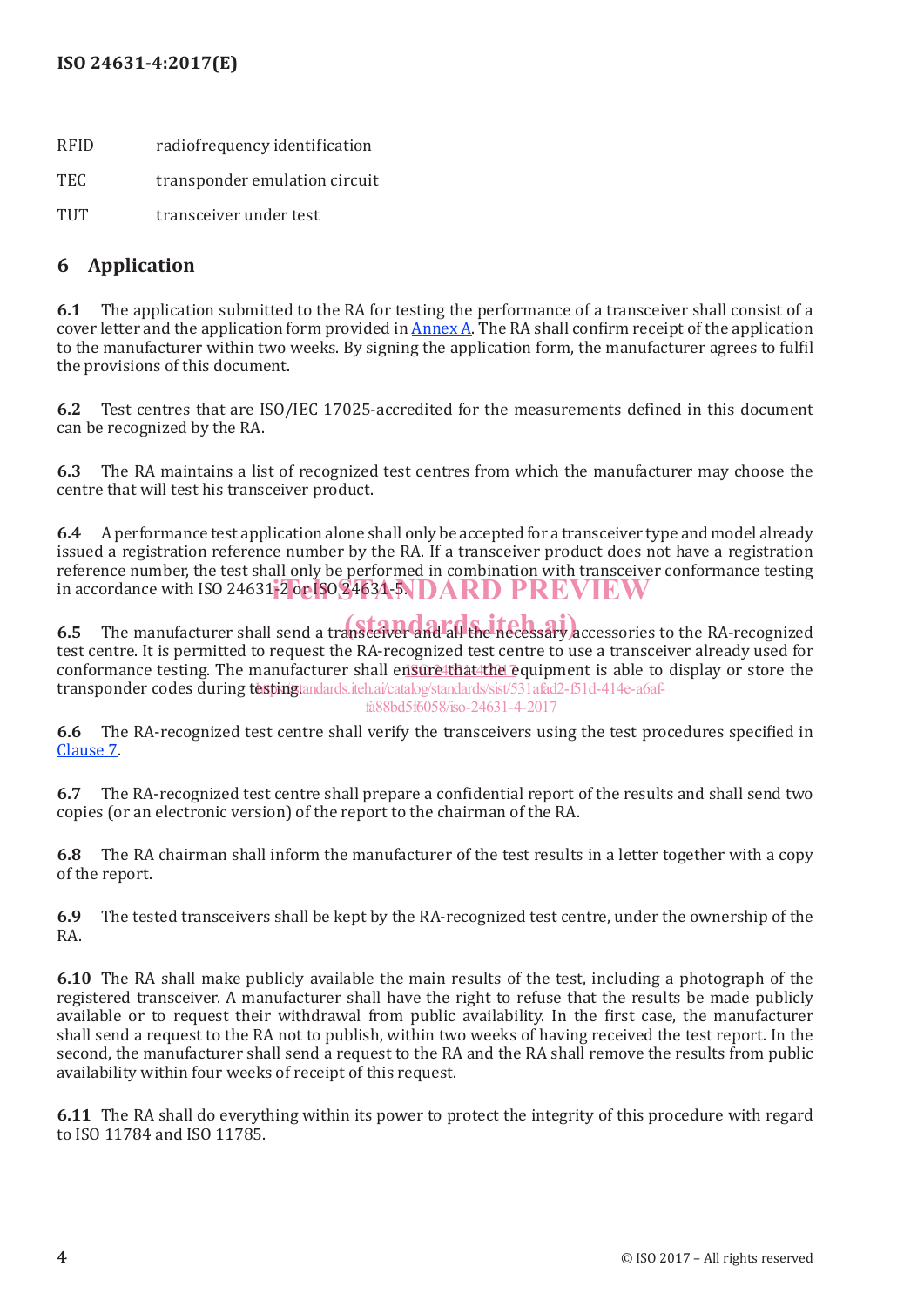| | |
|---|---|
| RFID | radiofrequency identification |
| TEC | transponder emulation circuit |
| TUT | transceiver under test |

## 6 Application

**6.1** The application submitted to the RA for testing the performance of a transceiver shall consist of a cover letter and the application form provided in Annex A. The RA shall confirm receipt of the application to the manufacturer within two weeks. By signing the application form, the manufacturer agrees to fulfil the provisions of this document.

**6.2** Test centres that are ISO/IEC 17025-accredited for the measurements defined in this document can be recognized by the RA.

**6.3** The RA maintains a list of recognized test centres from which the manufacturer may choose the centre that will test his transceiver product.

**6.4** A performance test application alone shall only be accepted for a transceiver type and model already issued a registration reference number by the RA. If a transceiver product does not have a registration reference number, the test shall only be performed in combination with transceiver conformance testing in accordance with ISO 24631-2 or ISO 24631-5.

**6.5** The manufacturer shall send a transceiver and all the necessary accessories to the RA-recognized test centre. It is permitted to request the RA-recognized test centre to use a transceiver already used for conformance testing. The manufacturer shall ensure that the equipment is able to display or store the transponder codes during testing.

**6.6** The RA-recognized test centre shall verify the transceivers using the test procedures specified in Clause 7.

**6.7** The RA-recognized test centre shall prepare a confidential report of the results and shall send two copies (or an electronic version) of the report to the chairman of the RA.

**6.8** The RA chairman shall inform the manufacturer of the test results in a letter together with a copy of the report.

**6.9** The tested transceivers shall be kept by the RA-recognized test centre, under the ownership of the RA.

**6.10** The RA shall make publicly available the main results of the test, including a photograph of the registered transceiver. A manufacturer shall have the right to refuse that the results be made publicly available or to request their withdrawal from public availability. In the first case, the manufacturer shall send a request to the RA not to publish, within two weeks of having received the test report. In the second, the manufacturer shall send a request to the RA and the RA shall remove the results from public availability within four weeks of receipt of this request.

**6.11** The RA shall do everything within its power to protect the integrity of this procedure with regard to ISO 11784 and ISO 11785.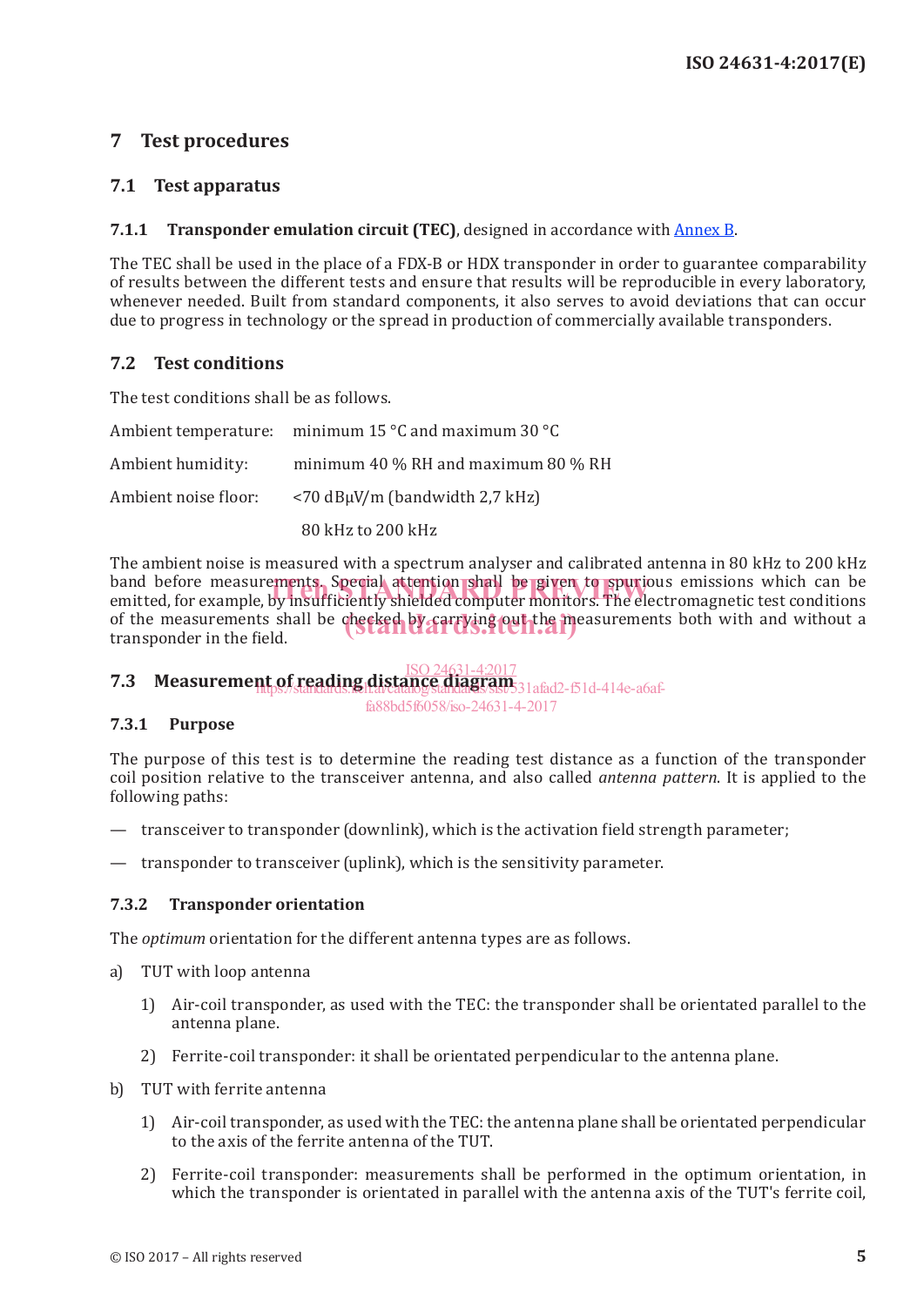## 7 Test procedures

### 7.1 Test apparatus

#### 7.1.1 Transponder emulation circuit (TEC), designed in accordance with Annex B.

The TEC shall be used in the place of a FDX-B or HDX transponder in order to guarantee comparability of results between the different tests and ensure that results will be reproducible in every laboratory, whenever needed. Built from standard components, it also serves to avoid deviations that can occur due to progress in technology or the spread in production of commercially available transponders.

### 7.2 Test conditions

The test conditions shall be as follows.

| | |
|---|---|
| Ambient temperature: | minimum 15 °C and maximum 30 °C |
| Ambient humidity: | minimum 40 % RH and maximum 80 % RH |
| Ambient noise floor: | <70 dBμV/m (bandwidth 2,7 kHz) |
| | 80 kHz to 200 kHz |

The ambient noise is measured with a spectrum analyser and calibrated antenna in 80 kHz to 200 kHz band before measurements. Special attention shall be given to spurious emissions which can be emitted, for example, by insufficiently shielded computer monitors. The electromagnetic test conditions of the measurements shall be checked by carrying out the measurements both with and without a transponder in the field.

### 7.3 Measurement of reading distance diagram

#### 7.3.1 Purpose

The purpose of this test is to determine the reading test distance as a function of the transponder coil position relative to the transceiver antenna, and also called *antenna pattern*. It is applied to the following paths:

— transceiver to transponder (downlink), which is the activation field strength parameter;

— transponder to transceiver (uplink), which is the sensitivity parameter.

#### 7.3.2 Transponder orientation

The *optimum* orientation for the different antenna types are as follows.

a) TUT with loop antenna

1) Air-coil transponder, as used with the TEC: the transponder shall be orientated parallel to the antenna plane.

2) Ferrite-coil transponder: it shall be orientated perpendicular to the antenna plane.

b) TUT with ferrite antenna

1) Air-coil transponder, as used with the TEC: the antenna plane shall be orientated perpendicular to the axis of the ferrite antenna of the TUT.

2) Ferrite-coil transponder: measurements shall be performed in the optimum orientation, in which the transponder is orientated in parallel with the antenna axis of the TUT's ferrite coil,